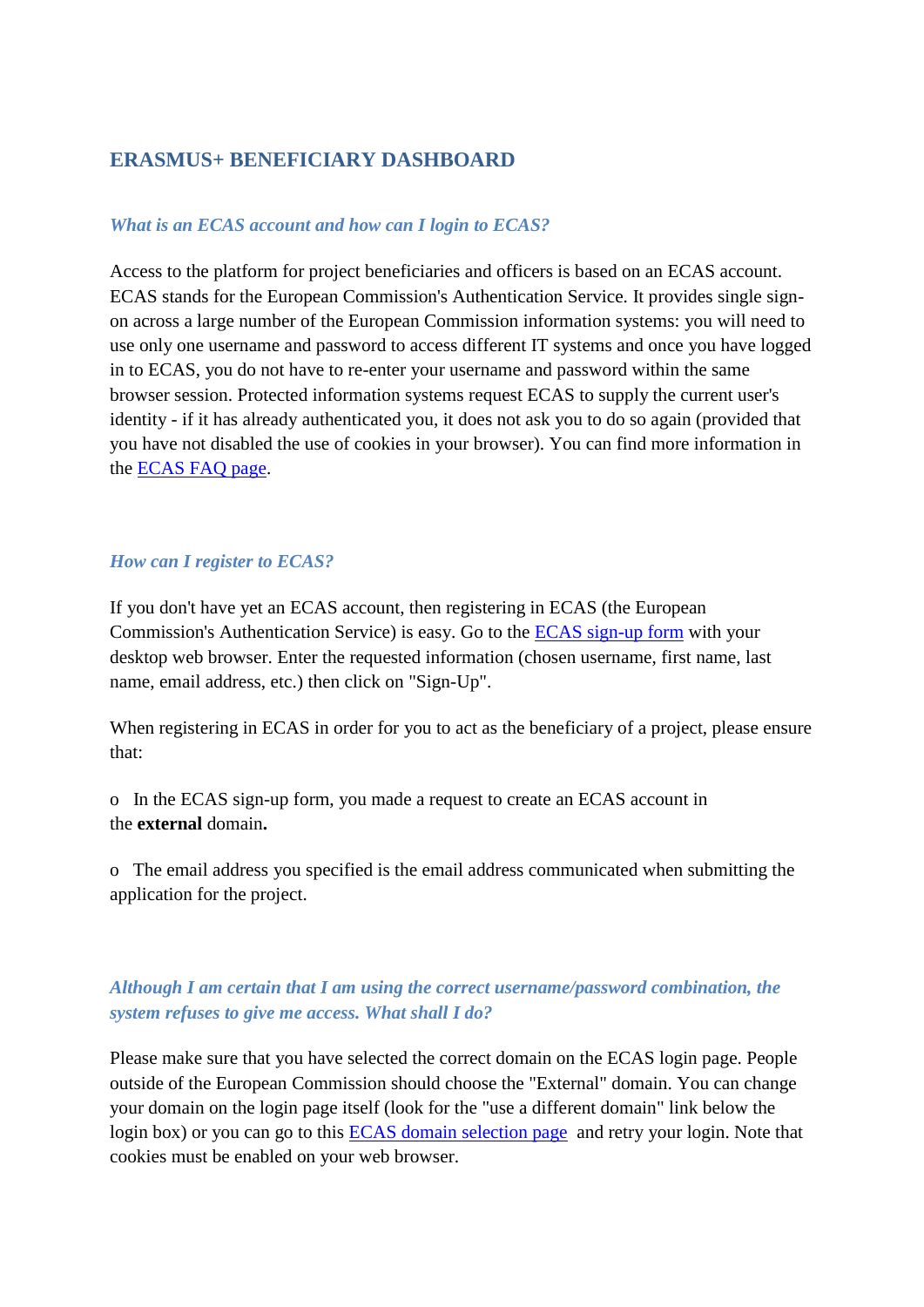# ERASMUS+ BENEFICIARY DASHBOARD

### *What is an ECAS account and how can I login to ECAS?*

Access to the platform for project beneficiaries and officers is based on an ECAS account. ECAS stands for the European Commission's Authentication Service. It provides single sign-on across a large number of the European Commission information systems: you will need to use only one username and password to access different IT systems and once you have logged in to ECAS, you do not have to re-enter your username and password within the same browser session. Protected information systems request ECAS to supply the current user's identity - if it has already authenticated you, it does not ask you to do so again (provided that you have not disabled the use of cookies in your browser). You can find more information in the ECAS FAQ page.

### *How can I register to ECAS?*

If you don't have yet an ECAS account, then registering in ECAS (the European Commission's Authentication Service) is easy. Go to the ECAS sign-up form with your desktop web browser. Enter the requested information (chosen username, first name, last name, email address, etc.) then click on "Sign-Up".

When registering in ECAS in order for you to act as the beneficiary of a project, please ensure that:

- In the ECAS sign-up form, you made a request to create an ECAS account in the **external** domain**.**

- The email address you specified is the email address communicated when submitting the application for the project.

### *Although I am certain that I am using the correct username/password combination, the system refuses to give me access. What shall I do?*

Please make sure that you have selected the correct domain on the ECAS login page. People outside of the European Commission should choose the "External" domain. You can change your domain on the login page itself (look for the "use a different domain" link below the login box) or you can go to this ECAS domain selection page and retry your login. Note that cookies must be enabled on your web browser.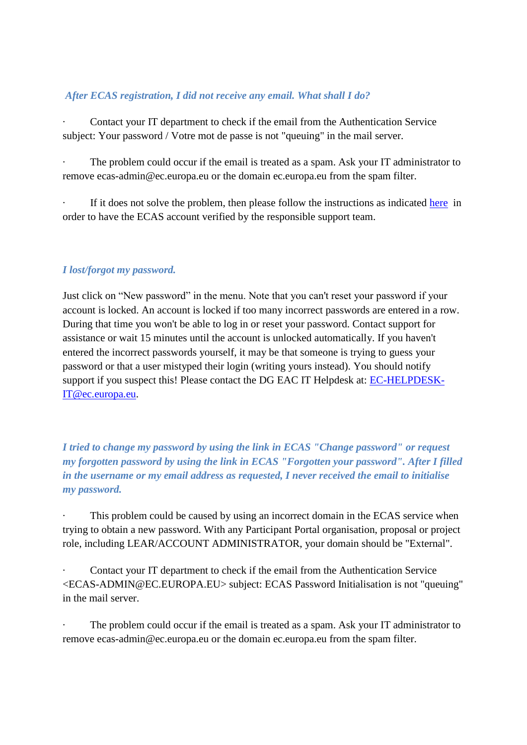### *After ECAS registration, I did not receive any email. What shall I do?*

- Contact your IT department to check if the email from the Authentication Service subject: Your password / Votre mot de passe is not "queuing" in the mail server.

- The problem could occur if the email is treated as a spam. Ask your IT administrator to remove ecas-admin@ec.europa.eu or the domain ec.europa.eu from the spam filter.

- If it does not solve the problem, then please follow the instructions as indicated here in order to have the ECAS account verified by the responsible support team.

### *I lost/forgot my password.*

Just click on "New password" in the menu. Note that you can't reset your password if your account is locked. An account is locked if too many incorrect passwords are entered in a row. During that time you won't be able to log in or reset your password. Contact support for assistance or wait 15 minutes until the account is unlocked automatically. If you haven't entered the incorrect passwords yourself, it may be that someone is trying to guess your password or that a user mistyped their login (writing yours instead). You should notify support if you suspect this! Please contact the DG EAC IT Helpdesk at: EC-HELPDESK-IT@ec.europa.eu.

### *I tried to change my password by using the link in ECAS "Change password" or request my forgotten password by using the link in ECAS "Forgotten your password". After I filled in the username or my email address as requested, I never received the email to initialise my password.*

- This problem could be caused by using an incorrect domain in the ECAS service when trying to obtain a new password. With any Participant Portal organisation, proposal or project role, including LEAR/ACCOUNT ADMINISTRATOR, your domain should be "External".

- Contact your IT department to check if the email from the Authentication Service <ECAS-ADMIN@EC.EUROPA.EU> subject: ECAS Password Initialisation is not "queuing" in the mail server.

- The problem could occur if the email is treated as a spam. Ask your IT administrator to remove ecas-admin@ec.europa.eu or the domain ec.europa.eu from the spam filter.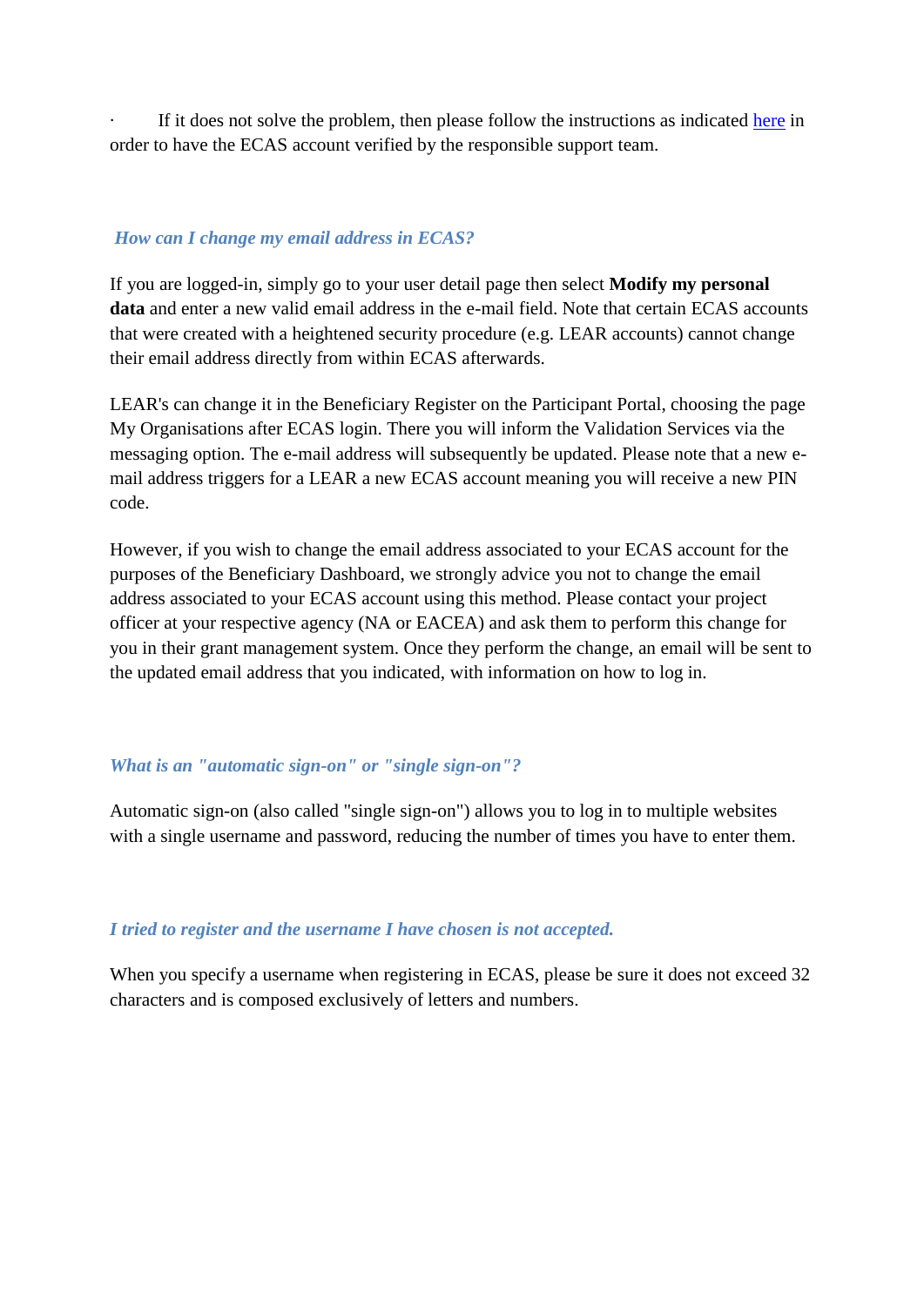- If it does not solve the problem, then please follow the instructions as indicated [here]() in order to have the ECAS account verified by the responsible support team.

### *How can I change my email address in ECAS?*

If you are logged-in, simply go to your user detail page then select **Modify my personal data** and enter a new valid email address in the e-mail field. Note that certain ECAS accounts that were created with a heightened security procedure (e.g. LEAR accounts) cannot change their email address directly from within ECAS afterwards.

LEAR's can change it in the Beneficiary Register on the Participant Portal, choosing the page My Organisations after ECAS login. There you will inform the Validation Services via the messaging option. The e-mail address will subsequently be updated. Please note that a new e-mail address triggers for a LEAR a new ECAS account meaning you will receive a new PIN code.

However, if you wish to change the email address associated to your ECAS account for the purposes of the Beneficiary Dashboard, we strongly advice you not to change the email address associated to your ECAS account using this method. Please contact your project officer at your respective agency (NA or EACEA) and ask them to perform this change for you in their grant management system. Once they perform the change, an email will be sent to the updated email address that you indicated, with information on how to log in.

### *What is an "automatic sign-on" or "single sign-on"?*

Automatic sign-on (also called "single sign-on") allows you to log in to multiple websites with a single username and password, reducing the number of times you have to enter them.

### *I tried to register and the username I have chosen is not accepted.*

When you specify a username when registering in ECAS, please be sure it does not exceed 32 characters and is composed exclusively of letters and numbers.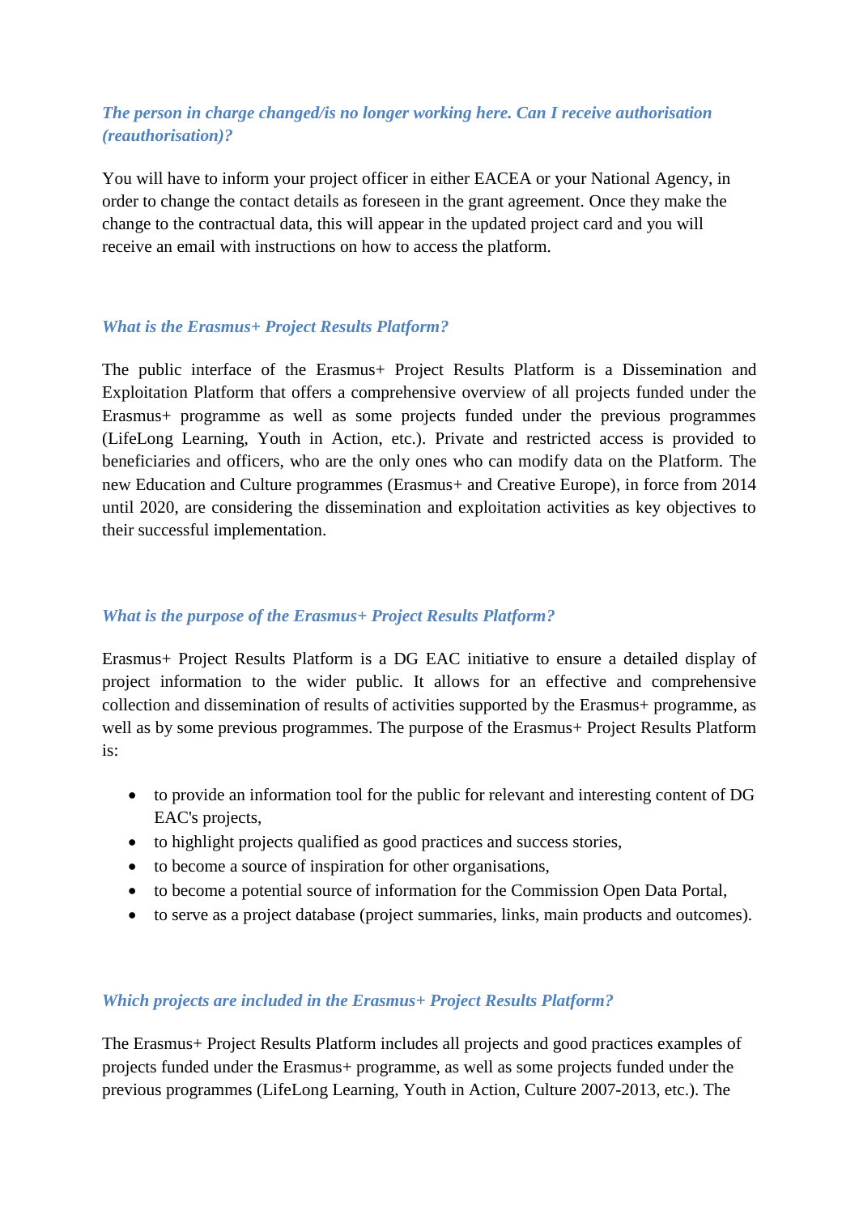### *The person in charge changed/is no longer working here. Can I receive authorisation (reauthorisation)?*

You will have to inform your project officer in either EACEA or your National Agency, in order to change the contact details as foreseen in the grant agreement. Once they make the change to the contractual data, this will appear in the updated project card and you will receive an email with instructions on how to access the platform.

### *What is the Erasmus+ Project Results Platform?*

The public interface of the Erasmus+ Project Results Platform is a Dissemination and Exploitation Platform that offers a comprehensive overview of all projects funded under the Erasmus+ programme as well as some projects funded under the previous programmes (LifeLong Learning, Youth in Action, etc.). Private and restricted access is provided to beneficiaries and officers, who are the only ones who can modify data on the Platform. The new Education and Culture programmes (Erasmus+ and Creative Europe), in force from 2014 until 2020, are considering the dissemination and exploitation activities as key objectives to their successful implementation.

### *What is the purpose of the Erasmus+ Project Results Platform?*

Erasmus+ Project Results Platform is a DG EAC initiative to ensure a detailed display of project information to the wider public. It allows for an effective and comprehensive collection and dissemination of results of activities supported by the Erasmus+ programme, as well as by some previous programmes. The purpose of the Erasmus+ Project Results Platform is:

- to provide an information tool for the public for relevant and interesting content of DG EAC's projects,
- to highlight projects qualified as good practices and success stories,
- to become a source of inspiration for other organisations,
- to become a potential source of information for the Commission Open Data Portal,
- to serve as a project database (project summaries, links, main products and outcomes).

### *Which projects are included in the Erasmus+ Project Results Platform?*

The Erasmus+ Project Results Platform includes all projects and good practices examples of projects funded under the Erasmus+ programme, as well as some projects funded under the previous programmes (LifeLong Learning, Youth in Action, Culture 2007-2013, etc.). The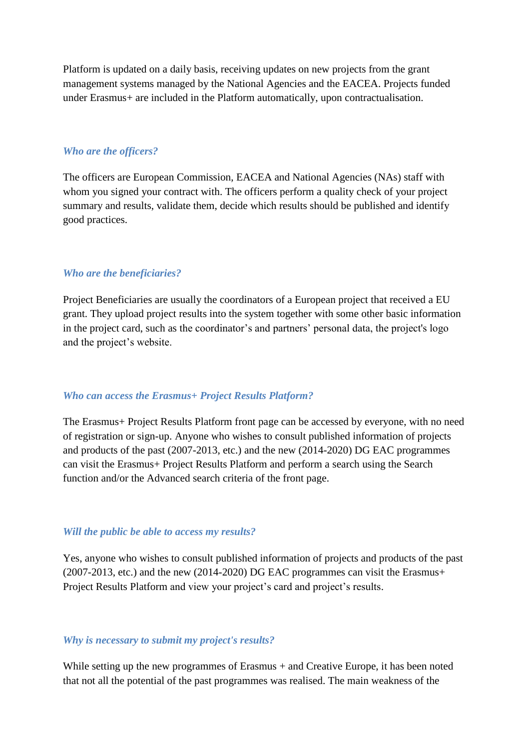Platform is updated on a daily basis, receiving updates on new projects from the grant management systems managed by the National Agencies and the EACEA. Projects funded under Erasmus+ are included in the Platform automatically, upon contractualisation.

### *Who are the officers?*

The officers are European Commission, EACEA and National Agencies (NAs) staff with whom you signed your contract with. The officers perform a quality check of your project summary and results, validate them, decide which results should be published and identify good practices.

### *Who are the beneficiaries?*

Project Beneficiaries are usually the coordinators of a European project that received a EU grant. They upload project results into the system together with some other basic information in the project card, such as the coordinator's and partners' personal data, the project's logo and the project's website.

### *Who can access the Erasmus+ Project Results Platform?*

The Erasmus+ Project Results Platform front page can be accessed by everyone, with no need of registration or sign-up. Anyone who wishes to consult published information of projects and products of the past (2007-2013, etc.) and the new (2014-2020) DG EAC programmes can visit the Erasmus+ Project Results Platform and perform a search using the Search function and/or the Advanced search criteria of the front page.

### *Will the public be able to access my results?*

Yes, anyone who wishes to consult published information of projects and products of the past (2007-2013, etc.) and the new (2014-2020) DG EAC programmes can visit the Erasmus+ Project Results Platform and view your project's card and project's results.

### *Why is necessary to submit my project's results?*

While setting up the new programmes of Erasmus + and Creative Europe, it has been noted that not all the potential of the past programmes was realised. The main weakness of the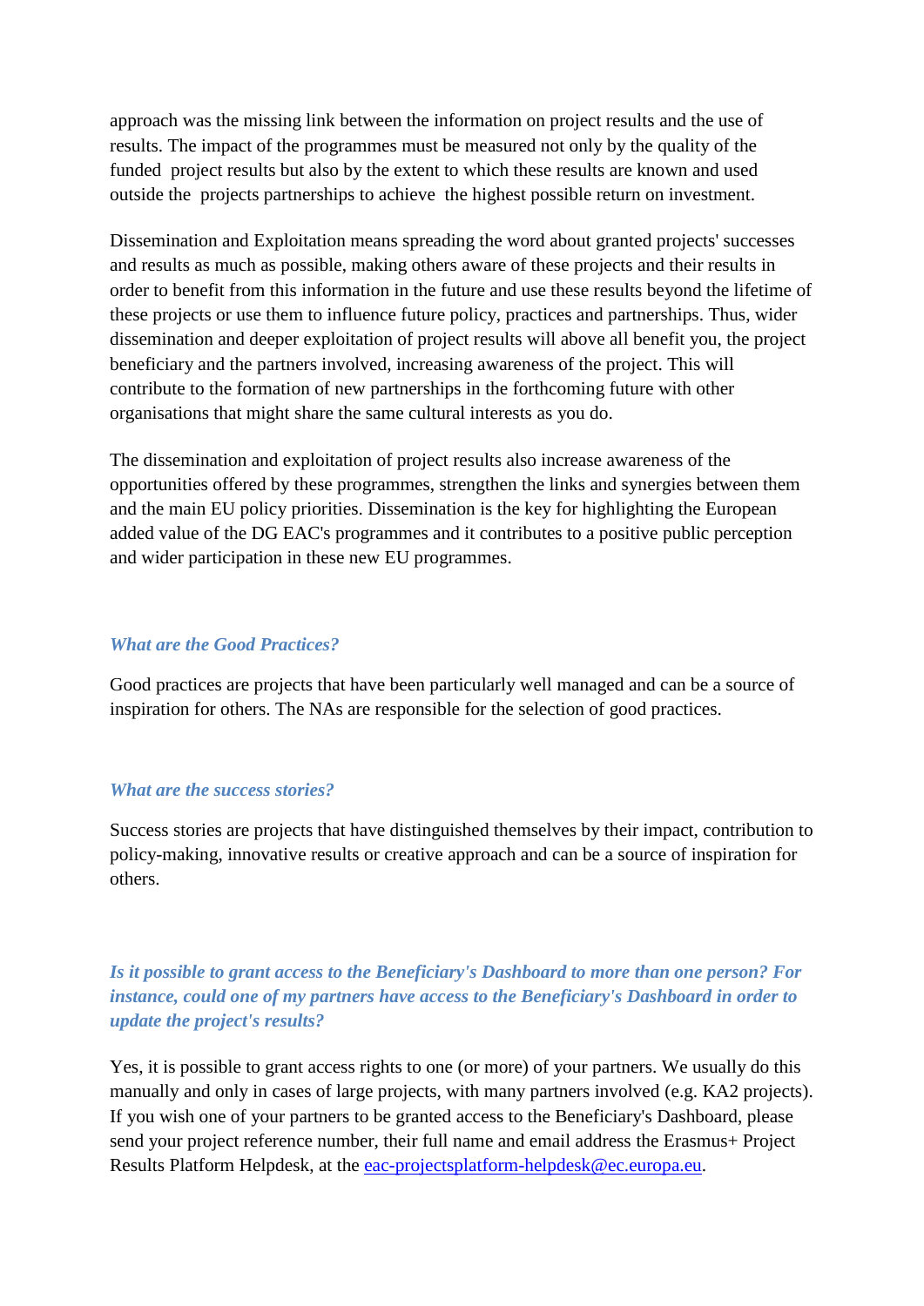approach was the missing link between the information on project results and the use of results. The impact of the programmes must be measured not only by the quality of the funded project results but also by the extent to which these results are known and used outside the projects partnerships to achieve the highest possible return on investment.

Dissemination and Exploitation means spreading the word about granted projects' successes and results as much as possible, making others aware of these projects and their results in order to benefit from this information in the future and use these results beyond the lifetime of these projects or use them to influence future policy, practices and partnerships. Thus, wider dissemination and deeper exploitation of project results will above all benefit you, the project beneficiary and the partners involved, increasing awareness of the project. This will contribute to the formation of new partnerships in the forthcoming future with other organisations that might share the same cultural interests as you do.

The dissemination and exploitation of project results also increase awareness of the opportunities offered by these programmes, strengthen the links and synergies between them and the main EU policy priorities. Dissemination is the key for highlighting the European added value of the DG EAC's programmes and it contributes to a positive public perception and wider participation in these new EU programmes.

### *What are the Good Practices?*

Good practices are projects that have been particularly well managed and can be a source of inspiration for others. The NAs are responsible for the selection of good practices.

### *What are the success stories?*

Success stories are projects that have distinguished themselves by their impact, contribution to policy-making, innovative results or creative approach and can be a source of inspiration for others.

### *Is it possible to grant access to the Beneficiary's Dashboard to more than one person? For instance, could one of my partners have access to the Beneficiary's Dashboard in order to update the project's results?*

Yes, it is possible to grant access rights to one (or more) of your partners. We usually do this manually and only in cases of large projects, with many partners involved (e.g. KA2 projects). If you wish one of your partners to be granted access to the Beneficiary's Dashboard, please send your project reference number, their full name and email address the Erasmus+ Project Results Platform Helpdesk, at the [eac-projectsplatform-helpdesk@ec.europa.eu](mailto:eac-projectsplatform-helpdesk@ec.europa.eu).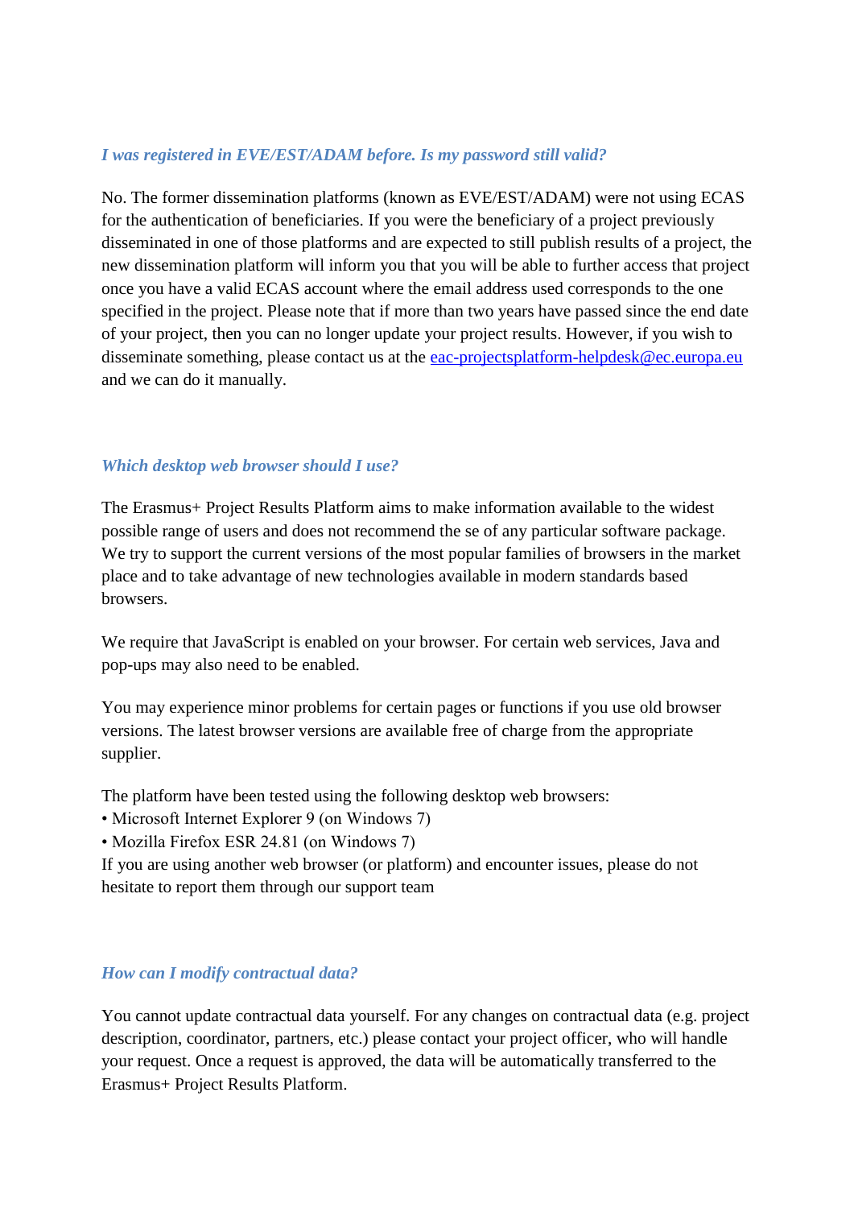### *I was registered in EVE/EST/ADAM before. Is my password still valid?*

No. The former dissemination platforms (known as EVE/EST/ADAM) were not using ECAS for the authentication of beneficiaries. If you were the beneficiary of a project previously disseminated in one of those platforms and are expected to still publish results of a project, the new dissemination platform will inform you that you will be able to further access that project once you have a valid ECAS account where the email address used corresponds to the one specified in the project. Please note that if more than two years have passed since the end date of your project, then you can no longer update your project results. However, if you wish to disseminate something, please contact us at the [eac-projectsplatform-helpdesk@ec.europa.eu](mailto:eac-projectsplatform-helpdesk@ec.europa.eu) and we can do it manually.

### *Which desktop web browser should I use?*

The Erasmus+ Project Results Platform aims to make information available to the widest possible range of users and does not recommend the se of any particular software package. We try to support the current versions of the most popular families of browsers in the market place and to take advantage of new technologies available in modern standards based browsers.

We require that JavaScript is enabled on your browser. For certain web services, Java and pop-ups may also need to be enabled.

You may experience minor problems for certain pages or functions if you use old browser versions. The latest browser versions are available free of charge from the appropriate supplier.

The platform have been tested using the following desktop web browsers:
- Microsoft Internet Explorer 9 (on Windows 7)
- Mozilla Firefox ESR 24.81 (on Windows 7)

If you are using another web browser (or platform) and encounter issues, please do not hesitate to report them through our support team

### *How can I modify contractual data?*

You cannot update contractual data yourself. For any changes on contractual data (e.g. project description, coordinator, partners, etc.) please contact your project officer, who will handle your request. Once a request is approved, the data will be automatically transferred to the Erasmus+ Project Results Platform.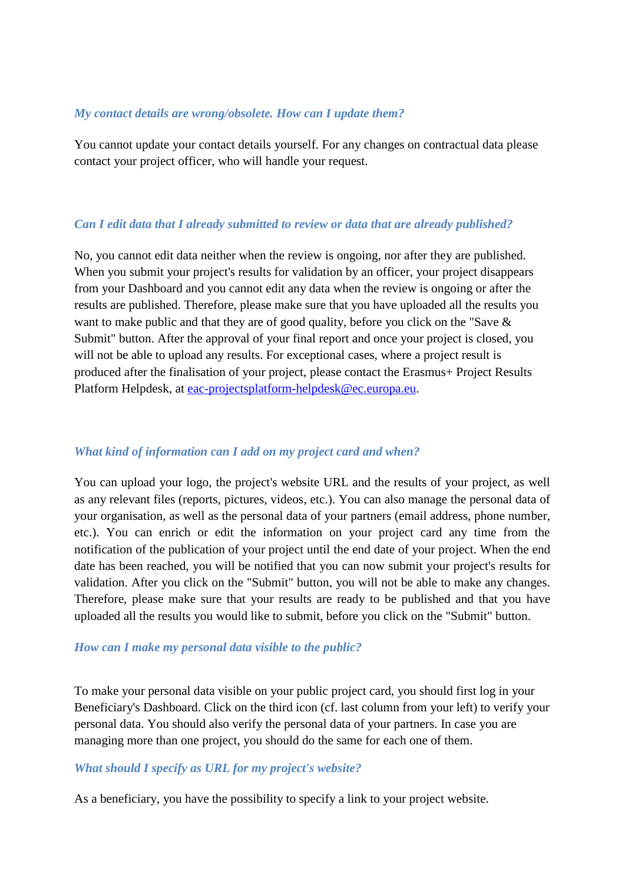### *My contact details are wrong/obsolete. How can I update them?*

You cannot update your contact details yourself. For any changes on contractual data please contact your project officer, who will handle your request.

### *Can I edit data that I already submitted to review or data that are already published?*

No, you cannot edit data neither when the review is ongoing, nor after they are published. When you submit your project's results for validation by an officer, your project disappears from your Dashboard and you cannot edit any data when the review is ongoing or after the results are published. Therefore, please make sure that you have uploaded all the results you want to make public and that they are of good quality, before you click on the "Save & Submit" button. After the approval of your final report and once your project is closed, you will not be able to upload any results. For exceptional cases, where a project result is produced after the finalisation of your project, please contact the Erasmus+ Project Results Platform Helpdesk, at [eac-projectsplatform-helpdesk@ec.europa.eu](mailto:eac-projectsplatform-helpdesk@ec.europa.eu).

### *What kind of information can I add on my project card and when?*

You can upload your logo, the project's website URL and the results of your project, as well as any relevant files (reports, pictures, videos, etc.). You can also manage the personal data of your organisation, as well as the personal data of your partners (email address, phone number, etc.). You can enrich or edit the information on your project card any time from the notification of the publication of your project until the end date of your project. When the end date has been reached, you will be notified that you can now submit your project's results for validation. After you click on the "Submit" button, you will not be able to make any changes. Therefore, please make sure that your results are ready to be published and that you have uploaded all the results you would like to submit, before you click on the "Submit" button.

### *How can I make my personal data visible to the public?*

To make your personal data visible on your public project card, you should first log in your Beneficiary's Dashboard. Click on the third icon (cf. last column from your left) to verify your personal data. You should also verify the personal data of your partners. In case you are managing more than one project, you should do the same for each one of them.

### *What should I specify as URL for my project's website?*

As a beneficiary, you have the possibility to specify a link to your project website.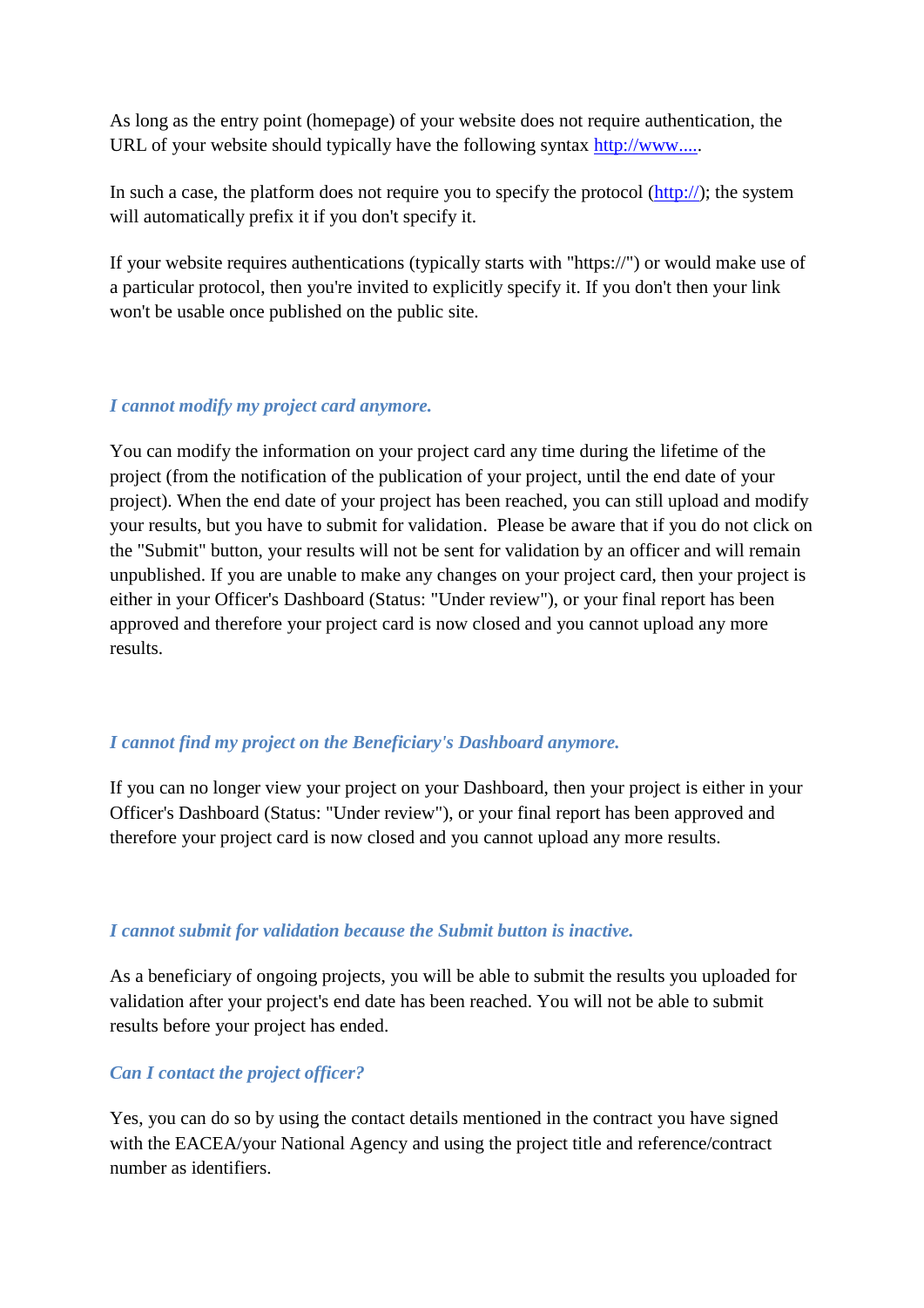As long as the entry point (homepage) of your website does not require authentication, the URL of your website should typically have the following syntax http://www.....

In such a case, the platform does not require you to specify the protocol (http://); the system will automatically prefix it if you don't specify it.

If your website requires authentications (typically starts with "https://") or would make use of a particular protocol, then you're invited to explicitly specify it. If you don't then your link won't be usable once published on the public site.

### *I cannot modify my project card anymore.*

You can modify the information on your project card any time during the lifetime of the project (from the notification of the publication of your project, until the end date of your project). When the end date of your project has been reached, you can still upload and modify your results, but you have to submit for validation.  Please be aware that if you do not click on the "Submit" button, your results will not be sent for validation by an officer and will remain unpublished. If you are unable to make any changes on your project card, then your project is either in your Officer's Dashboard (Status: "Under review"), or your final report has been approved and therefore your project card is now closed and you cannot upload any more results.

### *I cannot find my project on the Beneficiary's Dashboard anymore.*

If you can no longer view your project on your Dashboard, then your project is either in your Officer's Dashboard (Status: "Under review"), or your final report has been approved and therefore your project card is now closed and you cannot upload any more results.

### *I cannot submit for validation because the Submit button is inactive.*

As a beneficiary of ongoing projects, you will be able to submit the results you uploaded for validation after your project's end date has been reached. You will not be able to submit results before your project has ended.

### *Can I contact the project officer?*

Yes, you can do so by using the contact details mentioned in the contract you have signed with the EACEA/your National Agency and using the project title and reference/contract number as identifiers.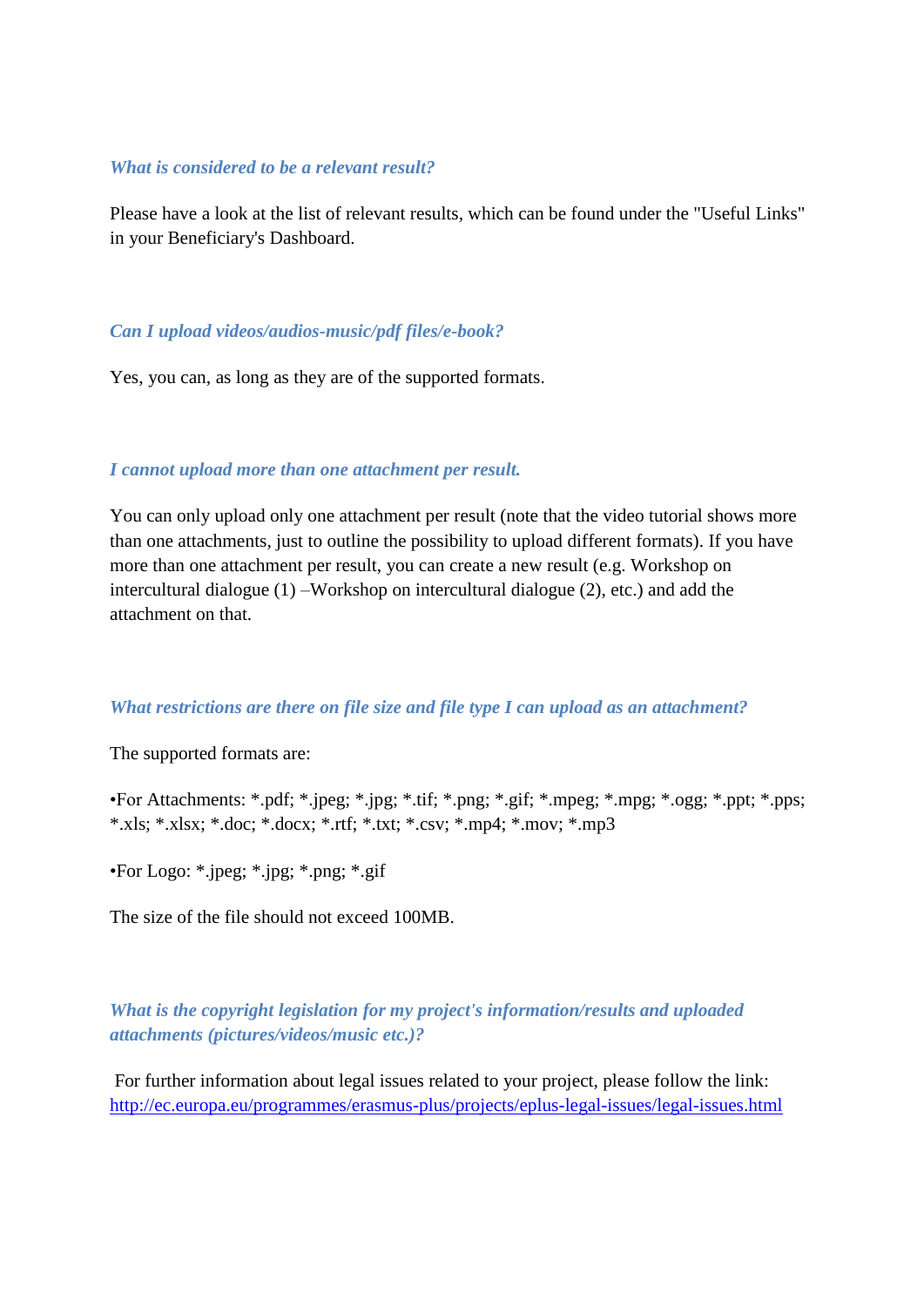### *What is considered to be a relevant result?*

Please have a look at the list of relevant results, which can be found under the "Useful Links" in your Beneficiary's Dashboard.

### *Can I upload videos/audios-music/pdf files/e-book?*

Yes, you can, as long as they are of the supported formats.

### *I cannot upload more than one attachment per result.*

You can only upload only one attachment per result (note that the video tutorial shows more than one attachments, just to outline the possibility to upload different formats). If you have more than one attachment per result, you can create a new result (e.g. Workshop on intercultural dialogue (1) –Workshop on intercultural dialogue (2), etc.) and add the attachment on that.

### *What restrictions are there on file size and file type I can upload as an attachment?*

The supported formats are:

•For Attachments: *.pdf; *.jpeg; *.jpg; *.tif; *.png; *.gif; *.mpeg; *.mpg; *.ogg; *.ppt; *.pps; *.xls; *.xlsx; *.doc; *.docx; *.rtf; *.txt; *.csv; *.mp4; *.mov; *.mp3

•For Logo: *.jpeg; *.jpg; *.png; *.gif

The size of the file should not exceed 100MB.

### *What is the copyright legislation for my project's information/results and uploaded attachments (pictures/videos/music etc.)?*

For further information about legal issues related to your project, please follow the link: http://ec.europa.eu/programmes/erasmus-plus/projects/eplus-legal-issues/legal-issues.html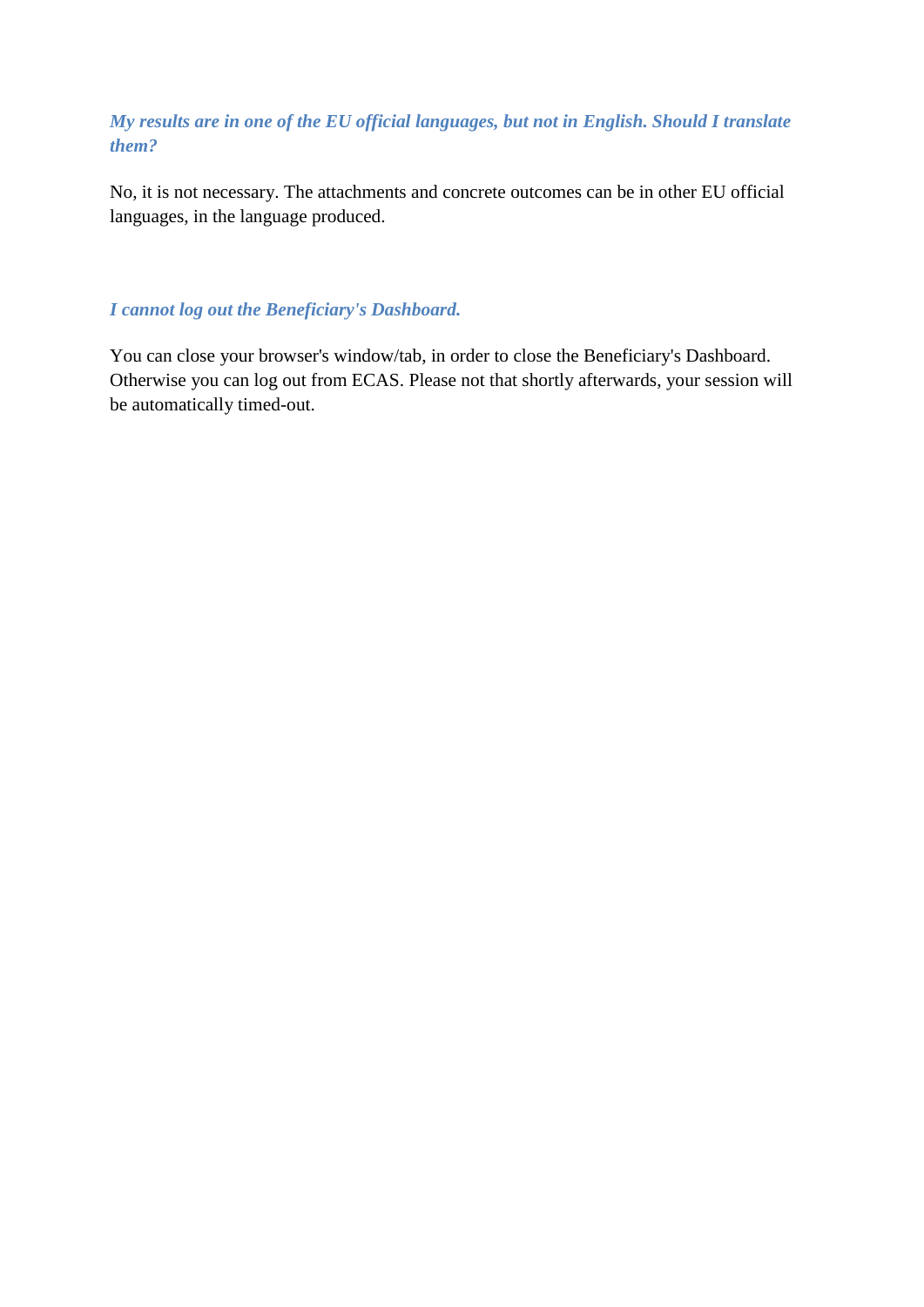***My results are in one of the EU official languages, but not in English. Should I translate them?***

No, it is not necessary. The attachments and concrete outcomes can be in other EU official languages, in the language produced.

***I cannot log out the Beneficiary's Dashboard.***

You can close your browser's window/tab, in order to close the Beneficiary's Dashboard. Otherwise you can log out from ECAS. Please not that shortly afterwards, your session will be automatically timed-out.